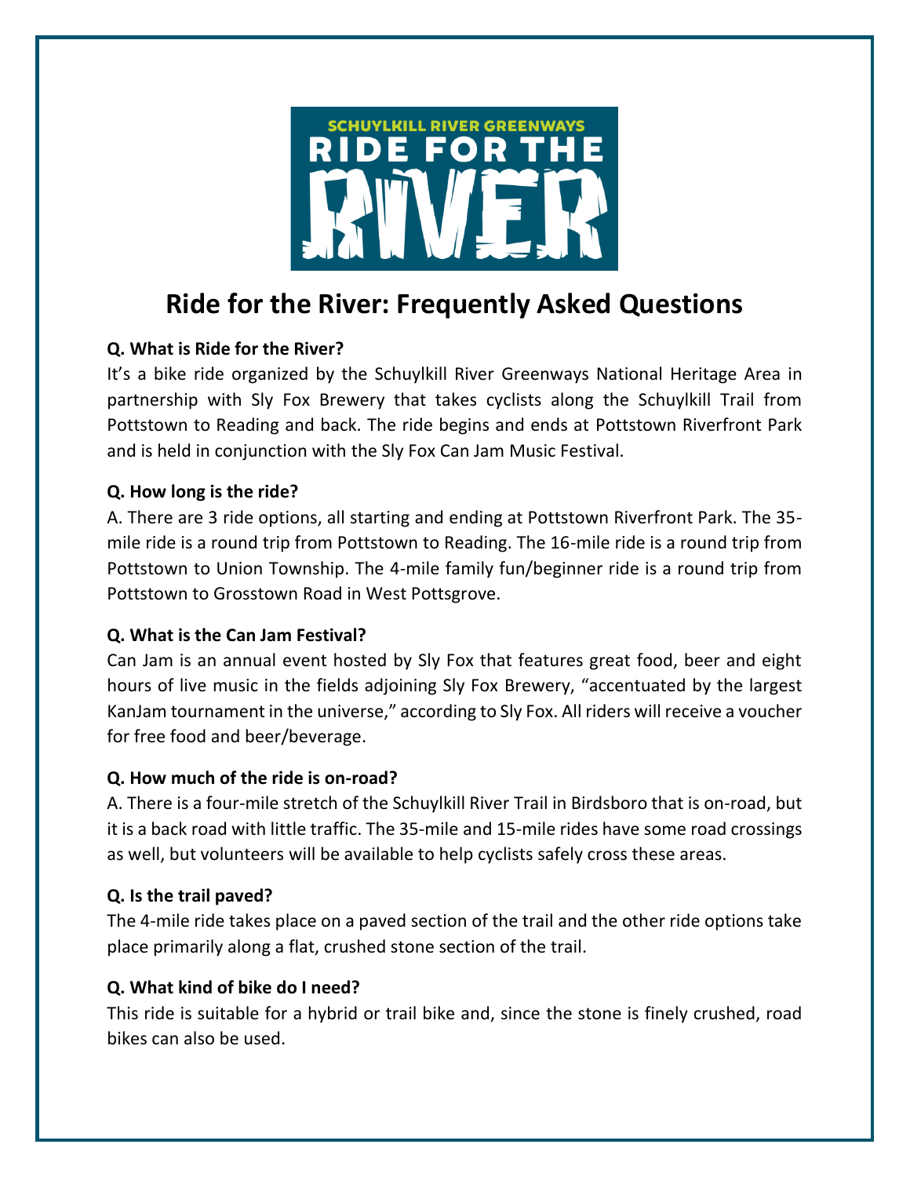# Ride for the River: Frequently Asked Questions

**Q. What is Ride for the River?**

It's a bike ride organized by the Schuylkill River Greenways National Heritage Area in partnership with Sly Fox Brewery that takes cyclists along the Schuylkill Trail from Pottstown to Reading and back. The ride begins and ends at Pottstown Riverfront Park and is held in conjunction with the Sly Fox Can Jam Music Festival.

**Q. How long is the ride?**

A. There are 3 ride options, all starting and ending at Pottstown Riverfront Park. The 35-mile ride is a round trip from Pottstown to Reading. The 16-mile ride is a round trip from Pottstown to Union Township. The 4-mile family fun/beginner ride is a round trip from Pottstown to Grosstown Road in West Pottsgrove.

**Q. What is the Can Jam Festival?**

Can Jam is an annual event hosted by Sly Fox that features great food, beer and eight hours of live music in the fields adjoining Sly Fox Brewery, "accentuated by the largest KanJam tournament in the universe," according to Sly Fox. All riders will receive a voucher for free food and beer/beverage.

**Q. How much of the ride is on-road?**

A. There is a four-mile stretch of the Schuylkill River Trail in Birdsboro that is on-road, but it is a back road with little traffic. The 35-mile and 15-mile rides have some road crossings as well, but volunteers will be available to help cyclists safely cross these areas.

**Q. Is the trail paved?**

The 4-mile ride takes place on a paved section of the trail and the other ride options take place primarily along a flat, crushed stone section of the trail.

**Q. What kind of bike do I need?**

This ride is suitable for a hybrid or trail bike and, since the stone is finely crushed, road bikes can also be used.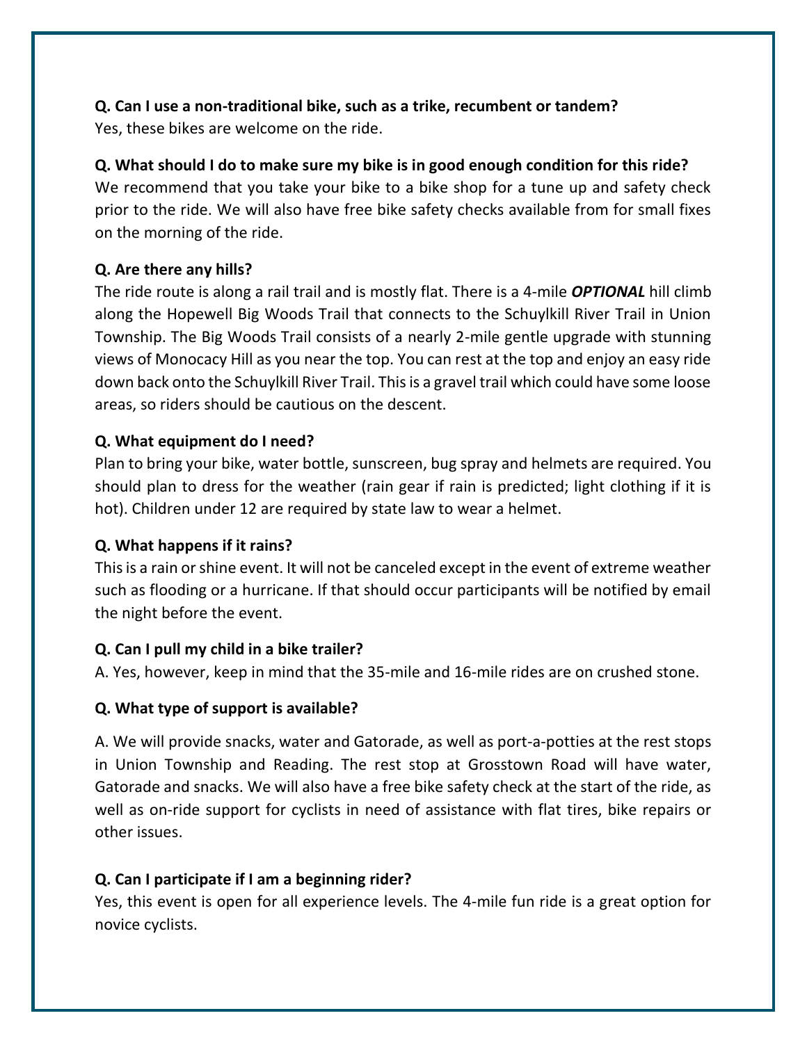**Q. Can I use a non-traditional bike, such as a trike, recumbent or tandem?**
Yes, these bikes are welcome on the ride.

**Q. What should I do to make sure my bike is in good enough condition for this ride?**
We recommend that you take your bike to a bike shop for a tune up and safety check prior to the ride. We will also have free bike safety checks available from for small fixes on the morning of the ride.

**Q. Are there any hills?**
The ride route is along a rail trail and is mostly flat. There is a 4-mile ***OPTIONAL*** hill climb along the Hopewell Big Woods Trail that connects to the Schuylkill River Trail in Union Township. The Big Woods Trail consists of a nearly 2-mile gentle upgrade with stunning views of Monocacy Hill as you near the top. You can rest at the top and enjoy an easy ride down back onto the Schuylkill River Trail. This is a gravel trail which could have some loose areas, so riders should be cautious on the descent.

**Q. What equipment do I need?**
Plan to bring your bike, water bottle, sunscreen, bug spray and helmets are required. You should plan to dress for the weather (rain gear if rain is predicted; light clothing if it is hot). Children under 12 are required by state law to wear a helmet.

**Q. What happens if it rains?**
This is a rain or shine event. It will not be canceled except in the event of extreme weather such as flooding or a hurricane. If that should occur participants will be notified by email the night before the event.

**Q. Can I pull my child in a bike trailer?**
A. Yes, however, keep in mind that the 35-mile and 16-mile rides are on crushed stone.

**Q. What type of support is available?**

A. We will provide snacks, water and Gatorade, as well as port-a-potties at the rest stops in Union Township and Reading. The rest stop at Grosstown Road will have water, Gatorade and snacks. We will also have a free bike safety check at the start of the ride, as well as on-ride support for cyclists in need of assistance with flat tires, bike repairs or other issues.

**Q. Can I participate if I am a beginning rider?**
Yes, this event is open for all experience levels. The 4-mile fun ride is a great option for novice cyclists.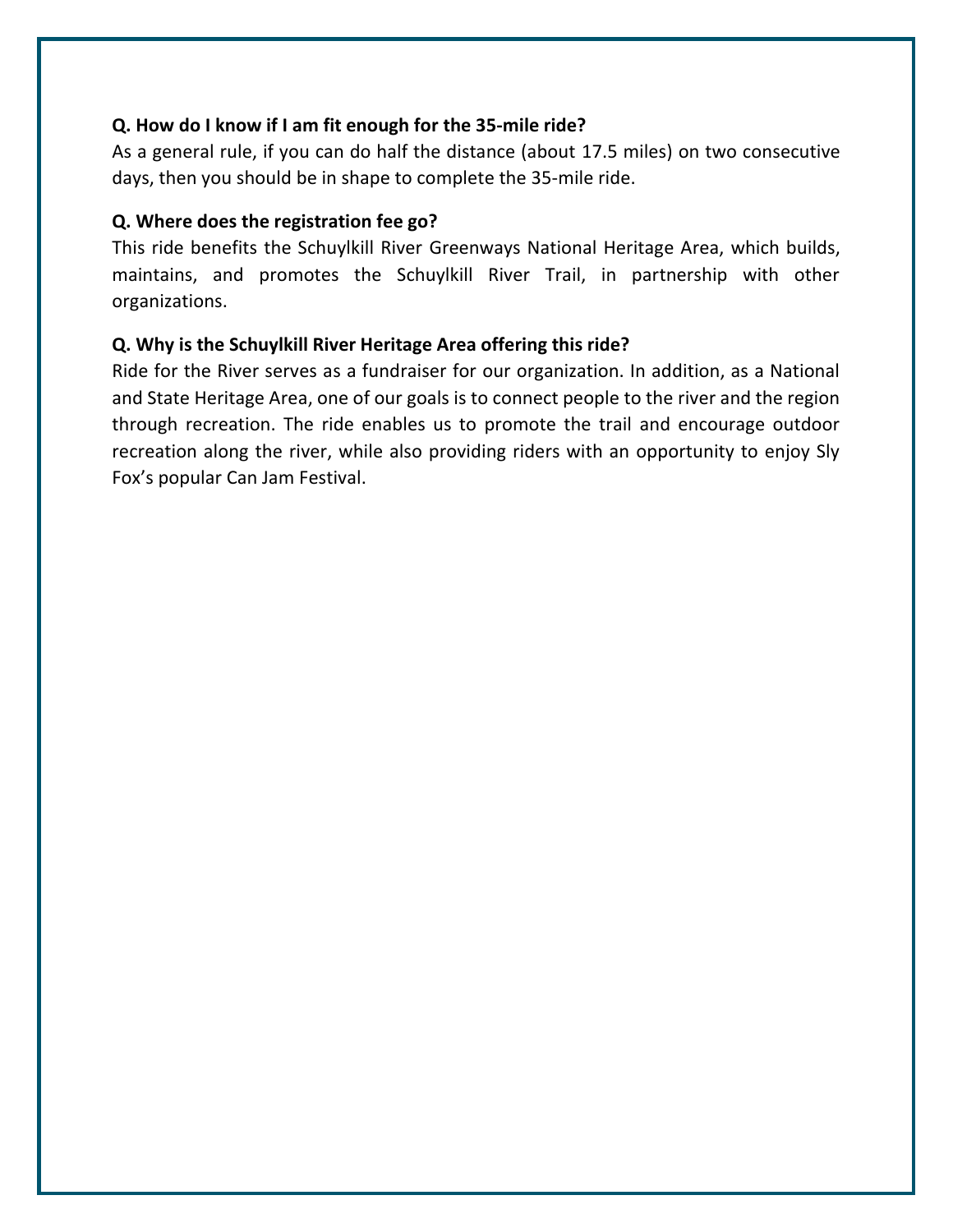**Q. How do I know if I am fit enough for the 35-mile ride?**

As a general rule, if you can do half the distance (about 17.5 miles) on two consecutive days, then you should be in shape to complete the 35-mile ride.

**Q. Where does the registration fee go?**

This ride benefits the Schuylkill River Greenways National Heritage Area, which builds, maintains, and promotes the Schuylkill River Trail, in partnership with other organizations.

**Q. Why is the Schuylkill River Heritage Area offering this ride?**

Ride for the River serves as a fundraiser for our organization. In addition, as a National and State Heritage Area, one of our goals is to connect people to the river and the region through recreation. The ride enables us to promote the trail and encourage outdoor recreation along the river, while also providing riders with an opportunity to enjoy Sly Fox's popular Can Jam Festival.